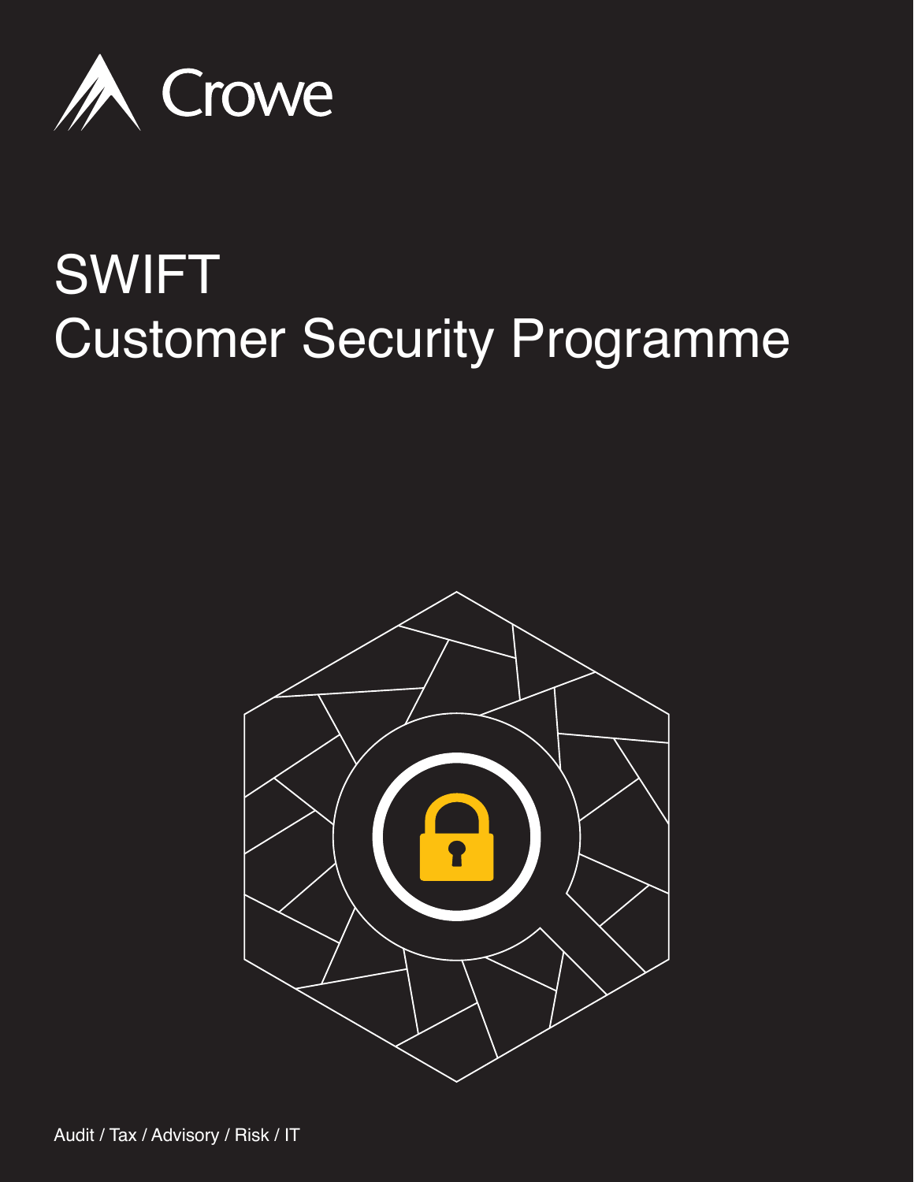Crowe

# SWIFT Customer Security Programme

Audit / Tax / Advisory / Risk / IT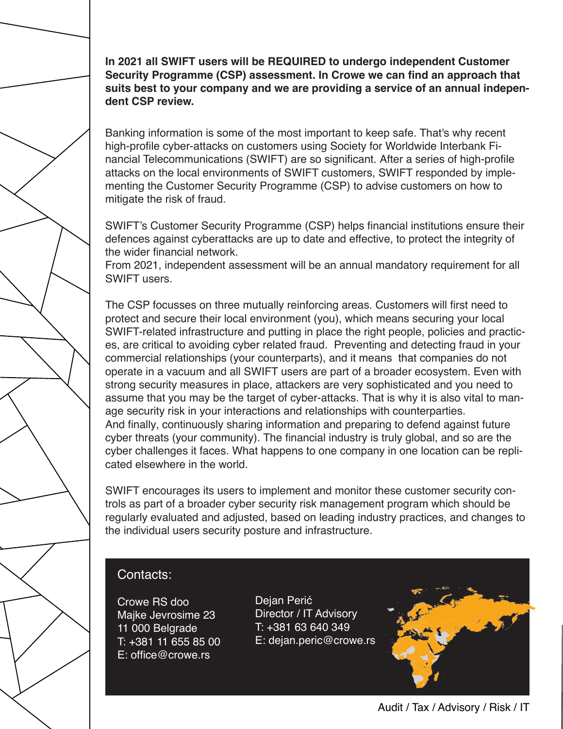**In 2021 all SWIFT users will be REQUIRED to undergo independent Customer Security Programme (CSP) assessment. In Crowe we can find an approach that suits best to your company and we are providing a service of an annual independent CSP review.**

Banking information is some of the most important to keep safe. That's why recent high-profile cyber-attacks on customers using Society for Worldwide Interbank Financial Telecommunications (SWIFT) are so significant. After a series of high-profile attacks on the local environments of SWIFT customers, SWIFT responded by implementing the Customer Security Programme (CSP) to advise customers on how to mitigate the risk of fraud.

SWIFT's Customer Security Programme (CSP) helps financial institutions ensure their defences against cyberattacks are up to date and effective, to protect the integrity of the wider financial network.
From 2021, independent assessment will be an annual mandatory requirement for all SWIFT users.

The CSP focusses on three mutually reinforcing areas. Customers will first need to protect and secure their local environment (you), which means securing your local SWIFT-related infrastructure and putting in place the right people, policies and practices, are critical to avoiding cyber related fraud. Preventing and detecting fraud in your commercial relationships (your counterparts), and it means that companies do not operate in a vacuum and all SWIFT users are part of a broader ecosystem. Even with strong security measures in place, attackers are very sophisticated and you need to assume that you may be the target of cyber-attacks. That is why it is also vital to manage security risk in your interactions and relationships with counterparties.
And finally, continuously sharing information and preparing to defend against future cyber threats (your community). The financial industry is truly global, and so are the cyber challenges it faces. What happens to one company in one location can be replicated elsewhere in the world.

SWIFT encourages its users to implement and monitor these customer security controls as part of a broader cyber security risk management program which should be regularly evaluated and adjusted, based on leading industry practices, and changes to the individual users security posture and infrastructure.

## Contacts:

Crowe RS doo
Majke Jevrosime 23
11 000 Belgrade
T: +381 11 655 85 00
E: office@crowe.rs

Dejan Perić
Director / IT Advisory
T: +381 63 640 349
E: dejan.peric@crowe.rs

Audit / Tax / Advisory / Risk / IT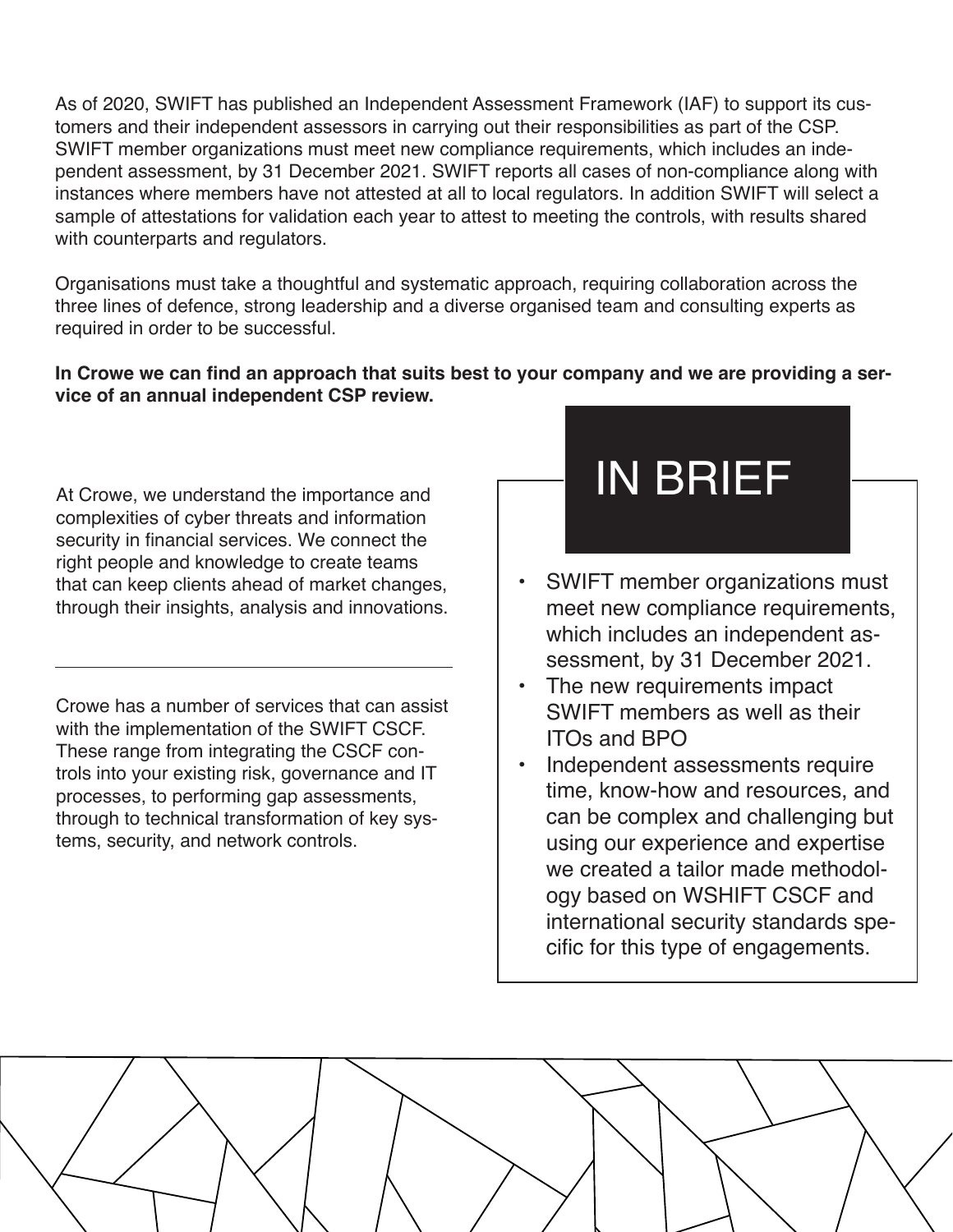As of 2020, SWIFT has published an Independent Assessment Framework (IAF) to support its customers and their independent assessors in carrying out their responsibilities as part of the CSP. SWIFT member organizations must meet new compliance requirements, which includes an independent assessment, by 31 December 2021. SWIFT reports all cases of non-compliance along with instances where members have not attested at all to local regulators. In addition SWIFT will select a sample of attestations for validation each year to attest to meeting the controls, with results shared with counterparts and regulators.

Organisations must take a thoughtful and systematic approach, requiring collaboration across the three lines of defence, strong leadership and a diverse organised team and consulting experts as required in order to be successful.

**In Crowe we can find an approach that suits best to your company and we are providing a service of an annual independent CSP review.**

At Crowe, we understand the importance and complexities of cyber threats and information security in financial services. We connect the right people and knowledge to create teams that can keep clients ahead of market changes, through their insights, analysis and innovations.

---

Crowe has a number of services that can assist with the implementation of the SWIFT CSCF. These range from integrating the CSCF controls into your existing risk, governance and IT processes, to performing gap assessments, through to technical transformation of key systems, security, and network controls.

## IN BRIEF

- SWIFT member organizations must meet new compliance requirements, which includes an independent assessment, by 31 December 2021.
- The new requirements impact SWIFT members as well as their ITOs and BPO
- Independent assessments require time, know-how and resources, and can be complex and challenging but using our experience and expertise we created a tailor made methodology based on WSHIFT CSCF and international security standards specific for this type of engagements.